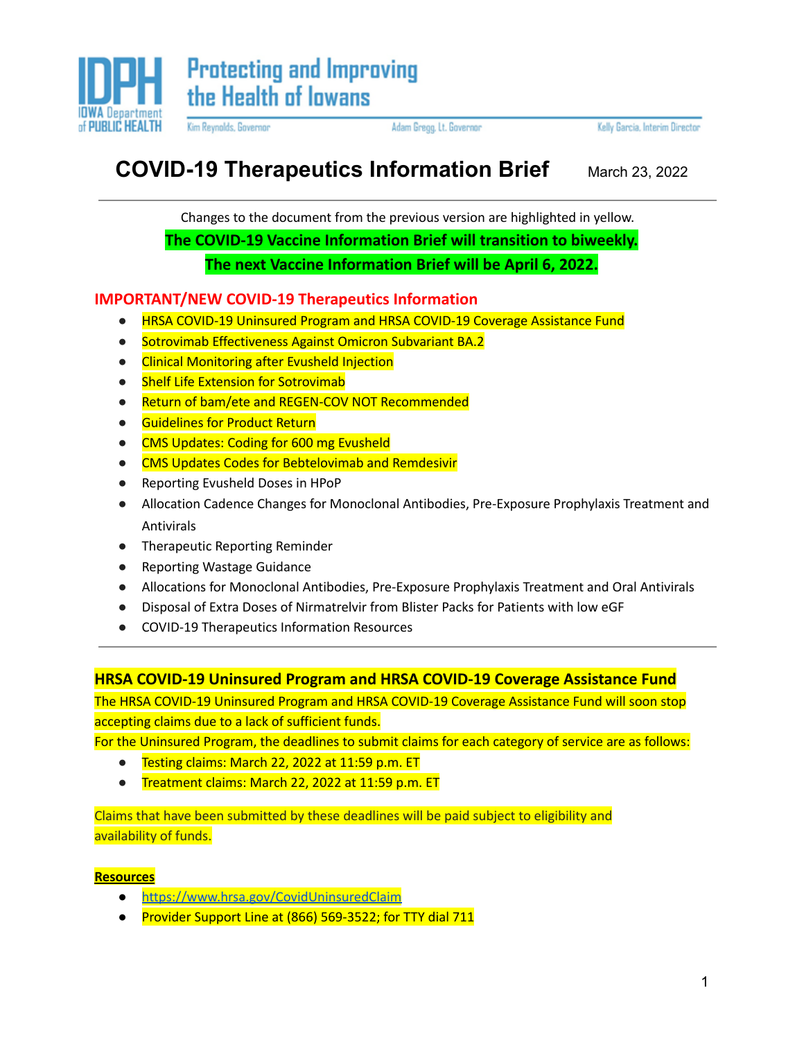IDPH Protecting and Improving the Health of Iowans

IOWA Department of PUBLIC HEALTH

Kim Reynolds, Governor    Adam Gregg, Lt. Governor    Kelly Garcia, Interim Director

# COVID-19 Therapeutics Information Brief

March 23, 2022

Changes to the document from the previous version are highlighted in yellow.

**The COVID-19 Vaccine Information Brief will transition to biweekly.**

**The next Vaccine Information Brief will be April 6, 2022.**

## IMPORTANT/NEW COVID-19 Therapeutics Information

- HRSA COVID-19 Uninsured Program and HRSA COVID-19 Coverage Assistance Fund
- Sotrovimab Effectiveness Against Omicron Subvariant BA.2
- Clinical Monitoring after Evusheld Injection
- Shelf Life Extension for Sotrovimab
- Return of bam/ete and REGEN-COV NOT Recommended
- Guidelines for Product Return
- CMS Updates: Coding for 600 mg Evusheld
- CMS Updates Codes for Bebtelovimab and Remdesivir
- Reporting Evusheld Doses in HPoP
- Allocation Cadence Changes for Monoclonal Antibodies, Pre-Exposure Prophylaxis Treatment and Antivirals
- Therapeutic Reporting Reminder
- Reporting Wastage Guidance
- Allocations for Monoclonal Antibodies, Pre-Exposure Prophylaxis Treatment and Oral Antivirals
- Disposal of Extra Doses of Nirmatrelvir from Blister Packs for Patients with low eGF
- COVID-19 Therapeutics Information Resources

### HRSA COVID-19 Uninsured Program and HRSA COVID-19 Coverage Assistance Fund

The HRSA COVID-19 Uninsured Program and HRSA COVID-19 Coverage Assistance Fund will soon stop accepting claims due to a lack of sufficient funds.

For the Uninsured Program, the deadlines to submit claims for each category of service are as follows:

- Testing claims: March 22, 2022 at 11:59 p.m. ET
- Treatment claims: March 22, 2022 at 11:59 p.m. ET

Claims that have been submitted by these deadlines will be paid subject to eligibility and availability of funds.

**Resources**

- https://www.hrsa.gov/CovidUninsuredClaim
- Provider Support Line at (866) 569-3522; for TTY dial 711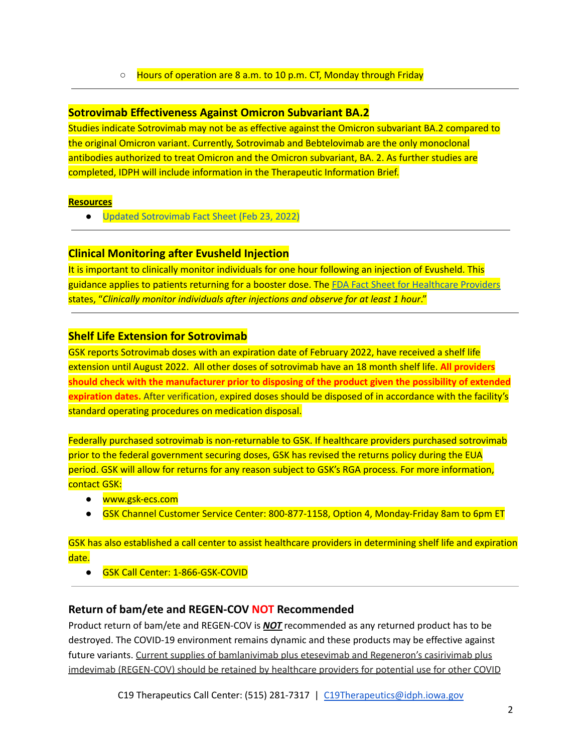- Hours of operation are 8 a.m. to 10 p.m. CT, Monday through Friday

---

## Sotrovimab Effectiveness Against Omicron Subvariant BA.2

Studies indicate Sotrovimab may not be as effective against the Omicron subvariant BA.2 compared to the original Omicron variant. Currently, Sotrovimab and Bebtelovimab are the only monoclonal antibodies authorized to treat Omicron and the Omicron subvariant, BA. 2. As further studies are completed, IDPH will include information in the Therapeutic Information Brief.

**Resources**

- Updated Sotrovimab Fact Sheet (Feb 23, 2022)

---

## Clinical Monitoring after Evusheld Injection

It is important to clinically monitor individuals for one hour following an injection of Evusheld. This guidance applies to patients returning for a booster dose. The FDA Fact Sheet for Healthcare Providers states, "*Clinically monitor individuals after injections and observe for at least 1 hour*."

---

## Shelf Life Extension for Sotrovimab

GSK reports Sotrovimab doses with an expiration date of February 2022, have received a shelf life extension until August 2022. All other doses of sotrovimab have an 18 month shelf life. **All providers should check with the manufacturer prior to disposing of the product given the possibility of extended expiration dates.** After verification, expired doses should be disposed of in accordance with the facility's standard operating procedures on medication disposal.

Federally purchased sotrovimab is non-returnable to GSK. If healthcare providers purchased sotrovimab prior to the federal government securing doses, GSK has revised the returns policy during the EUA period. GSK will allow for returns for any reason subject to GSK's RGA process. For more information, contact GSK:

- www.gsk-ecs.com
- GSK Channel Customer Service Center: 800-877-1158, Option 4, Monday-Friday 8am to 6pm ET

GSK has also established a call center to assist healthcare providers in determining shelf life and expiration date.

- GSK Call Center: 1-866-GSK-COVID

---

## Return of bam/ete and REGEN-COV NOT Recommended

Product return of bam/ete and REGEN-COV is ***NOT*** recommended as any returned product has to be destroyed. The COVID-19 environment remains dynamic and these products may be effective against future variants. Current supplies of bamlanivimab plus etesevimab and Regeneron's casirivimab plus imdevimab (REGEN-COV) should be retained by healthcare providers for potential use for other COVID

C19 Therapeutics Call Center: (515) 281-7317 | C19Therapeutics@idph.iowa.gov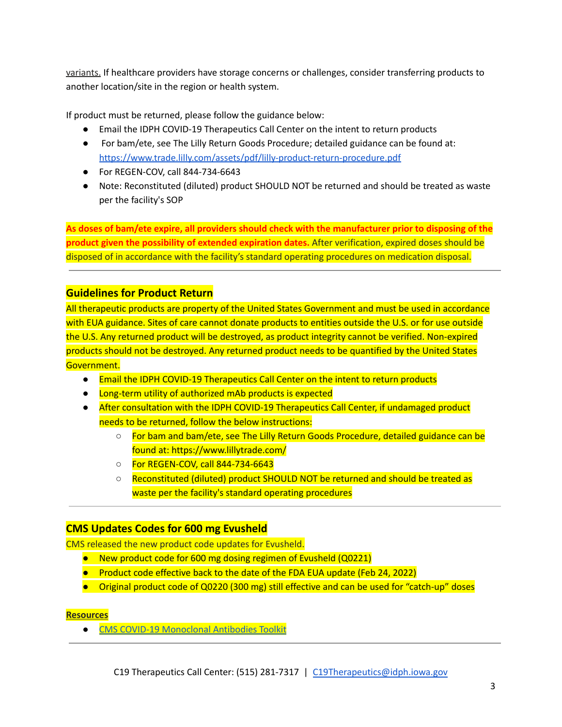variants. If healthcare providers have storage concerns or challenges, consider transferring products to another location/site in the region or health system.

If product must be returned, please follow the guidance below:

- Email the IDPH COVID-19 Therapeutics Call Center on the intent to return products
- For bam/ete, see The Lilly Return Goods Procedure; detailed guidance can be found at: https://www.trade.lilly.com/assets/pdf/lilly-product-return-procedure.pdf
- For REGEN-COV, call 844-734-6643
- Note: Reconstituted (diluted) product SHOULD NOT be returned and should be treated as waste per the facility's SOP

**As doses of bam/ete expire, all providers should check with the manufacturer prior to disposing of the product given the possibility of extended expiration dates.** After verification, expired doses should be disposed of in accordance with the facility's standard operating procedures on medication disposal.

---

## Guidelines for Product Return

All therapeutic products are property of the United States Government and must be used in accordance with EUA guidance. Sites of care cannot donate products to entities outside the U.S. or for use outside the U.S. Any returned product will be destroyed, as product integrity cannot be verified. Non-expired products should not be destroyed. Any returned product needs to be quantified by the United States Government.

- Email the IDPH COVID-19 Therapeutics Call Center on the intent to return products
- Long-term utility of authorized mAb products is expected
- After consultation with the IDPH COVID-19 Therapeutics Call Center, if undamaged product needs to be returned, follow the below instructions:
  - For bam and bam/ete, see The Lilly Return Goods Procedure, detailed guidance can be found at: https://www.lillytrade.com/
  - For REGEN-COV, call 844-734-6643
  - Reconstituted (diluted) product SHOULD NOT be returned and should be treated as waste per the facility's standard operating procedures

---

## CMS Updates Codes for 600 mg Evusheld

CMS released the new product code updates for Evusheld.

- New product code for 600 mg dosing regimen of Evusheld (Q0221)
- Product code effective back to the date of the FDA EUA update (Feb 24, 2022)
- Original product code of Q0220 (300 mg) still effective and can be used for "catch-up" doses

**Resources**

- CMS COVID-19 Monoclonal Antibodies Toolkit

---

C19 Therapeutics Call Center: (515) 281-7317 | C19Therapeutics@idph.iowa.gov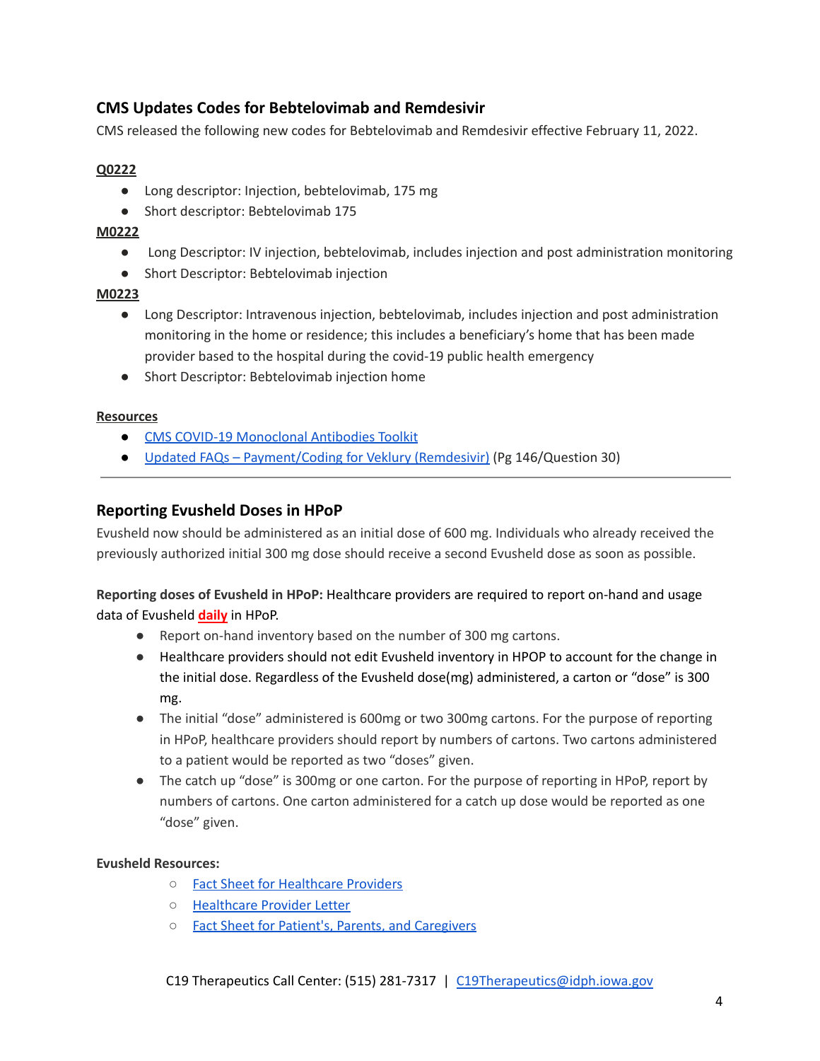## CMS Updates Codes for Bebtelovimab and Remdesivir

CMS released the following new codes for Bebtelovimab and Remdesivir effective February 11, 2022.

**Q0222**

- Long descriptor: Injection, bebtelovimab, 175 mg
- Short descriptor: Bebtelovimab 175

**M0222**

- Long Descriptor: IV injection, bebtelovimab, includes injection and post administration monitoring
- Short Descriptor: Bebtelovimab injection

**M0223**

- Long Descriptor: Intravenous injection, bebtelovimab, includes injection and post administration monitoring in the home or residence; this includes a beneficiary's home that has been made provider based to the hospital during the covid-19 public health emergency
- Short Descriptor: Bebtelovimab injection home

**Resources**

- CMS COVID-19 Monoclonal Antibodies Toolkit
- Updated FAQs – Payment/Coding for Veklury (Remdesivir) (Pg 146/Question 30)

---

## Reporting Evusheld Doses in HPoP

Evusheld now should be administered as an initial dose of 600 mg. Individuals who already received the previously authorized initial 300 mg dose should receive a second Evusheld dose as soon as possible.

**Reporting doses of Evusheld in HPoP:** Healthcare providers are required to report on-hand and usage data of Evusheld **daily** in HPoP.

- Report on-hand inventory based on the number of 300 mg cartons.
- Healthcare providers should not edit Evusheld inventory in HPOP to account for the change in the initial dose. Regardless of the Evusheld dose(mg) administered, a carton or "dose" is 300 mg.
- The initial "dose" administered is 600mg or two 300mg cartons. For the purpose of reporting in HPoP, healthcare providers should report by numbers of cartons. Two cartons administered to a patient would be reported as two "doses" given.
- The catch up "dose" is 300mg or one carton. For the purpose of reporting in HPoP, report by numbers of cartons. One carton administered for a catch up dose would be reported as one "dose" given.

**Evusheld Resources:**

- Fact Sheet for Healthcare Providers
- Healthcare Provider Letter
- Fact Sheet for Patient's, Parents, and Caregivers

C19 Therapeutics Call Center: (515) 281-7317 | C19Therapeutics@idph.iowa.gov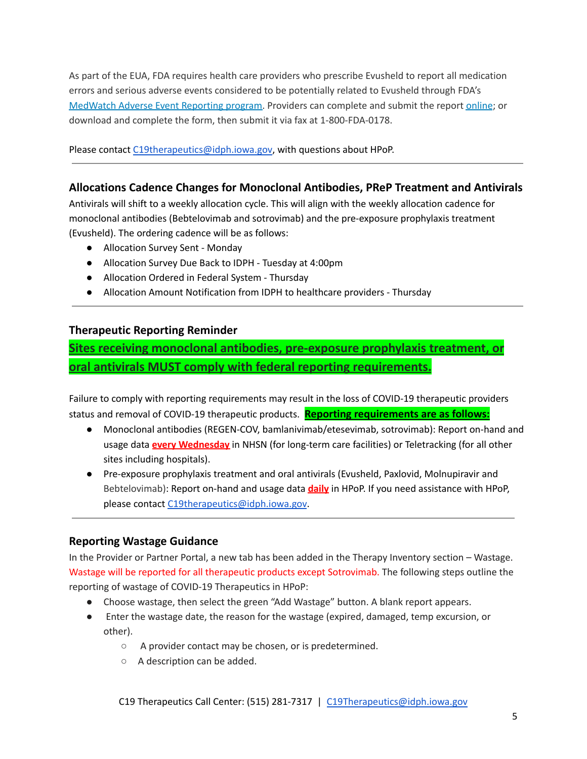As part of the EUA, FDA requires health care providers who prescribe Evusheld to report all medication errors and serious adverse events considered to be potentially related to Evusheld through FDA's [MedWatch Adverse Event Reporting program](). Providers can complete and submit the report [online](); or download and complete the form, then submit it via fax at 1-800-FDA-0178.

Please contact [C19therapeutics@idph.iowa.gov](mailto:C19therapeutics@idph.iowa.gov), with questions about HPoP.

---

### Allocations Cadence Changes for Monoclonal Antibodies, PReP Treatment and Antivirals

Antivirals will shift to a weekly allocation cycle. This will align with the weekly allocation cadence for monoclonal antibodies (Bebtelovimab and sotrovimab) and the pre-exposure prophylaxis treatment (Evusheld). The ordering cadence will be as follows:

- Allocation Survey Sent - Monday
- Allocation Survey Due Back to IDPH - Tuesday at 4:00pm
- Allocation Ordered in Federal System - Thursday
- Allocation Amount Notification from IDPH to healthcare providers - Thursday

---

### Therapeutic Reporting Reminder

**Sites receiving monoclonal antibodies, pre-exposure prophylaxis treatment, or oral antivirals MUST comply with federal reporting requirements.**

Failure to comply with reporting requirements may result in the loss of COVID-19 therapeutic providers status and removal of COVID-19 therapeutic products. **Reporting requirements are as follows:**

- Monoclonal antibodies (REGEN-COV, bamlanivimab/etesevimab, sotrovimab): Report on-hand and usage data **every Wednesday** in NHSN (for long-term care facilities) or Teletracking (for all other sites including hospitals).
- Pre-exposure prophylaxis treatment and oral antivirals (Evusheld, Paxlovid, Molnupiravir and Bebtelovimab): Report on-hand and usage data **daily** in HPoP. If you need assistance with HPoP, please contact [C19therapeutics@idph.iowa.gov](mailto:C19therapeutics@idph.iowa.gov).

---

### Reporting Wastage Guidance

In the Provider or Partner Portal, a new tab has been added in the Therapy Inventory section – Wastage. Wastage will be reported for all therapeutic products except Sotrovimab. The following steps outline the reporting of wastage of COVID-19 Therapeutics in HPoP:

- Choose wastage, then select the green "Add Wastage" button. A blank report appears.
- Enter the wastage date, the reason for the wastage (expired, damaged, temp excursion, or other).
  - A provider contact may be chosen, or is predetermined.
  - A description can be added.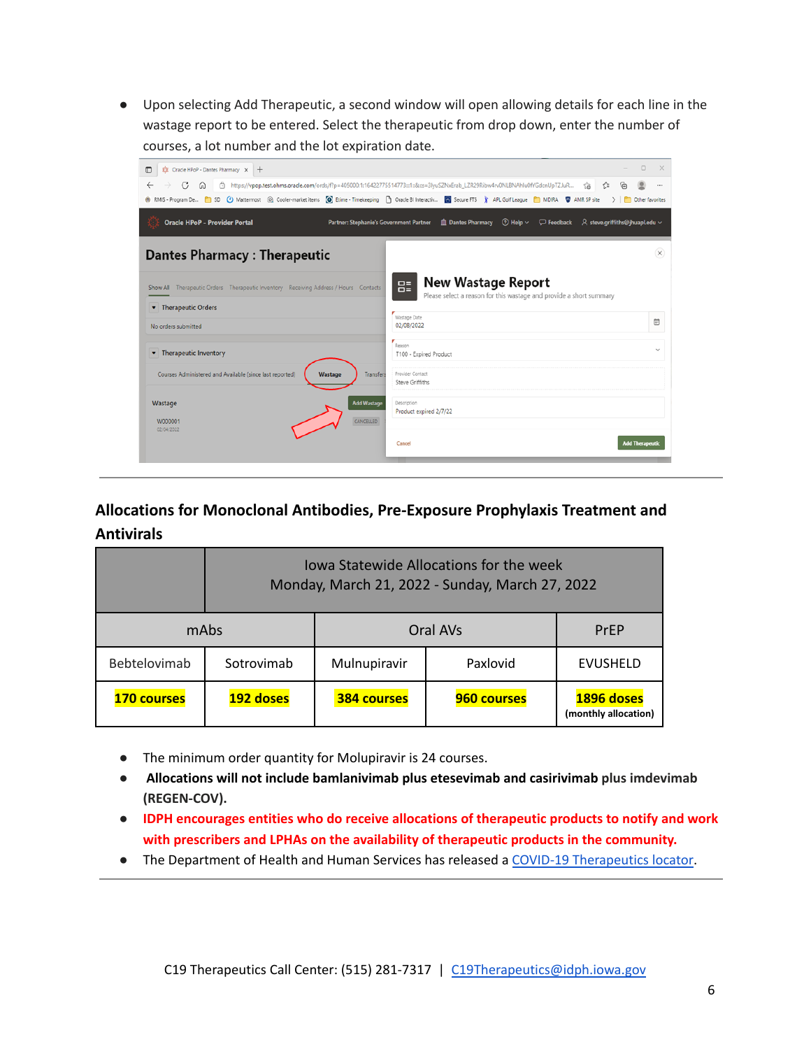- Upon selecting Add Therapeutic, a second window will open allowing details for each line in the wastage report to be entered. Select the therapeutic from drop down, enter the number of courses, a lot number and the lot expiration date.

---

## Allocations for Monoclonal Antibodies, Pre-Exposure Prophylaxis Treatment and Antivirals

| | Iowa Statewide Allocations for the week Monday, March 21, 2022 - Sunday, March 27, 2022 | | | |
|---|---|---|---|---|
| mAbs | | Oral AVs | | PrEP |
| Bebtelovimab | Sotrovimab | Mulnupiravir | Paxlovid | EVUSHELD |
| **170 courses** | **192 doses** | **384 courses** | **960 courses** | **1896 doses** (monthly allocation) |

- The minimum order quantity for Molupiravir is 24 courses.
- **Allocations will not include bamlanivimab plus etesevimab and casirivimab plus imdevimab (REGEN-COV).**
- **IDPH encourages entities who do receive allocations of therapeutic products to notify and work with prescribers and LPHAs on the availability of therapeutic products in the community.**
- The Department of Health and Human Services has released a [COVID-19 Therapeutics locator](COVID-19 Therapeutics locator).

---

C19 Therapeutics Call Center: (515) 281-7317 | [C19Therapeutics@idph.iowa.gov](mailto:C19Therapeutics@idph.iowa.gov)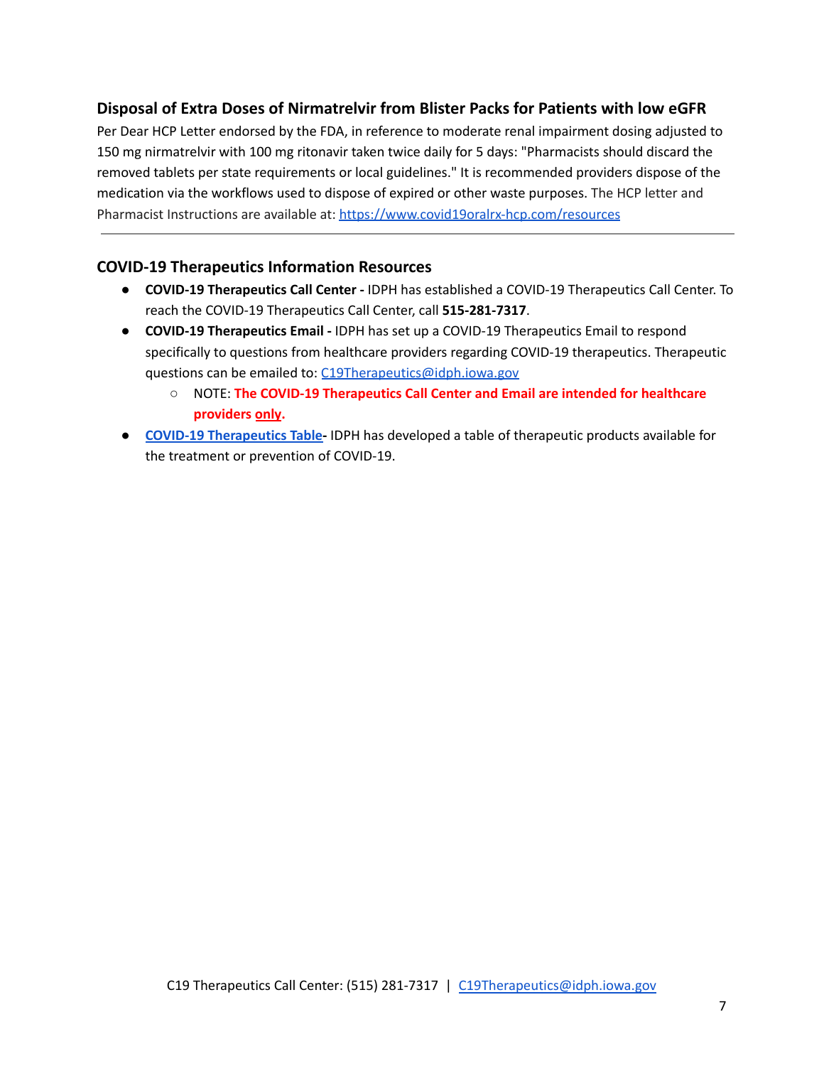### Disposal of Extra Doses of Nirmatrelvir from Blister Packs for Patients with low eGFR

Per Dear HCP Letter endorsed by the FDA, in reference to moderate renal impairment dosing adjusted to 150 mg nirmatrelvir with 100 mg ritonavir taken twice daily for 5 days: "Pharmacists should discard the removed tablets per state requirements or local guidelines." It is recommended providers dispose of the medication via the workflows used to dispose of expired or other waste purposes. The HCP letter and Pharmacist Instructions are available at: https://www.covid19oralrx-hcp.com/resources

---

### COVID-19 Therapeutics Information Resources

- **COVID-19 Therapeutics Call Center -** IDPH has established a COVID-19 Therapeutics Call Center. To reach the COVID-19 Therapeutics Call Center, call **515-281-7317**.
- **COVID-19 Therapeutics Email -** IDPH has set up a COVID-19 Therapeutics Email to respond specifically to questions from healthcare providers regarding COVID-19 therapeutics. Therapeutic questions can be emailed to: C19Therapeutics@idph.iowa.gov
  - NOTE: **The COVID-19 Therapeutics Call Center and Email are intended for healthcare providers only.**
- **COVID-19 Therapeutics Table-** IDPH has developed a table of therapeutic products available for the treatment or prevention of COVID-19.